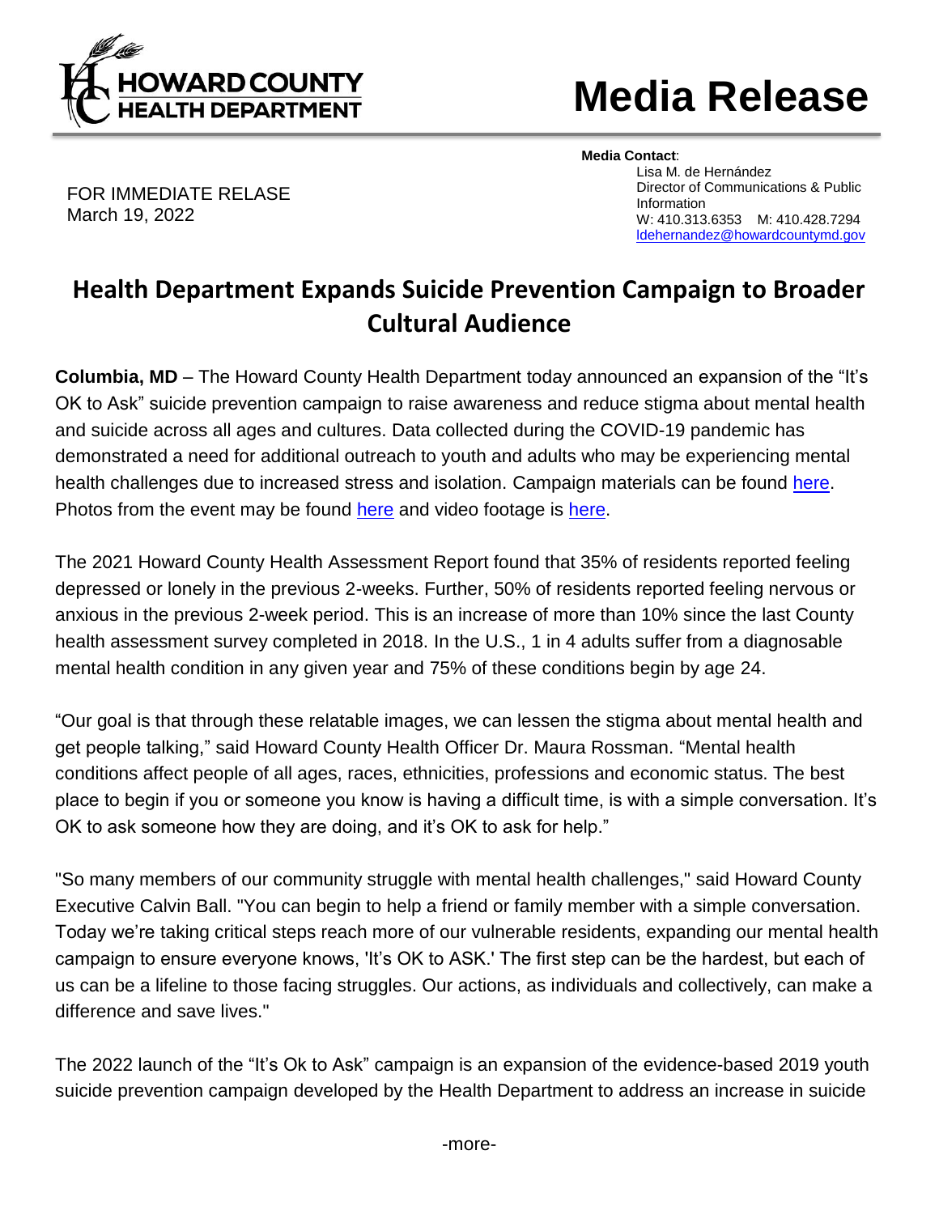HOWARD COUNTY HEALTH DEPARTMENT

# Media Release

**Media Contact**:
Lisa M. de Hernández
Director of Communications & Public Information
W: 410.313.6353 M: 410.428.7294
ldehernandez@howardcountymd.gov

FOR IMMEDIATE RELEASE
March 19, 2022

## Health Department Expands Suicide Prevention Campaign to Broader Cultural Audience

**Columbia, MD** – The Howard County Health Department today announced an expansion of the "It's OK to Ask" suicide prevention campaign to raise awareness and reduce stigma about mental health and suicide across all ages and cultures. Data collected during the COVID-19 pandemic has demonstrated a need for additional outreach to youth and adults who may be experiencing mental health challenges due to increased stress and isolation. Campaign materials can be found here. Photos from the event may be found here and video footage is here.

The 2021 Howard County Health Assessment Report found that 35% of residents reported feeling depressed or lonely in the previous 2-weeks. Further, 50% of residents reported feeling nervous or anxious in the previous 2-week period. This is an increase of more than 10% since the last County health assessment survey completed in 2018. In the U.S., 1 in 4 adults suffer from a diagnosable mental health condition in any given year and 75% of these conditions begin by age 24.

"Our goal is that through these relatable images, we can lessen the stigma about mental health and get people talking," said Howard County Health Officer Dr. Maura Rossman. "Mental health conditions affect people of all ages, races, ethnicities, professions and economic status. The best place to begin if you or someone you know is having a difficult time, is with a simple conversation. It's OK to ask someone how they are doing, and it's OK to ask for help."

"So many members of our community struggle with mental health challenges," said Howard County Executive Calvin Ball. "You can begin to help a friend or family member with a simple conversation. Today we're taking critical steps reach more of our vulnerable residents, expanding our mental health campaign to ensure everyone knows, 'It's OK to ASK.' The first step can be the hardest, but each of us can be a lifeline to those facing struggles. Our actions, as individuals and collectively, can make a difference and save lives."

The 2022 launch of the "It's Ok to Ask" campaign is an expansion of the evidence-based 2019 youth suicide prevention campaign developed by the Health Department to address an increase in suicide

-more-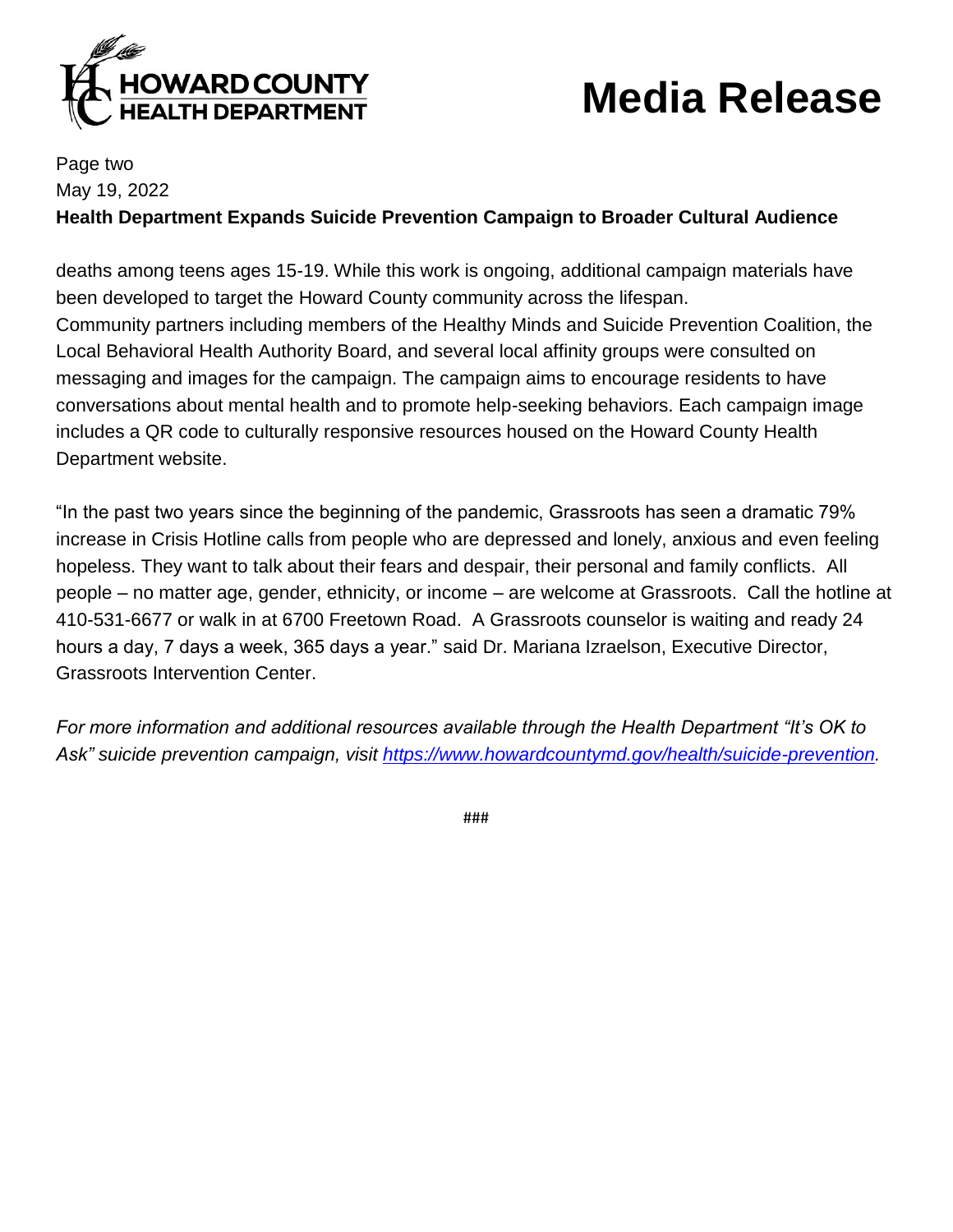deaths among teens ages 15-19. While this work is ongoing, additional campaign materials have been developed to target the Howard County community across the lifespan.
Community partners including members of the Healthy Minds and Suicide Prevention Coalition, the Local Behavioral Health Authority Board, and several local affinity groups were consulted on messaging and images for the campaign. The campaign aims to encourage residents to have conversations about mental health and to promote help-seeking behaviors. Each campaign image includes a QR code to culturally responsive resources housed on the Howard County Health Department website.

"In the past two years since the beginning of the pandemic, Grassroots has seen a dramatic 79% increase in Crisis Hotline calls from people who are depressed and lonely, anxious and even feeling hopeless. They want to talk about their fears and despair, their personal and family conflicts. All people – no matter age, gender, ethnicity, or income – are welcome at Grassroots. Call the hotline at 410-531-6677 or walk in at 6700 Freetown Road. A Grassroots counselor is waiting and ready 24 hours a day, 7 days a week, 365 days a year." said Dr. Mariana Izraelson, Executive Director, Grassroots Intervention Center.

*For more information and additional resources available through the Health Department "It's OK to Ask" suicide prevention campaign, visit [https://www.howardcountymd.gov/health/suicide-prevention](https://www.howardcountymd.gov/health/suicide-prevention).*

###